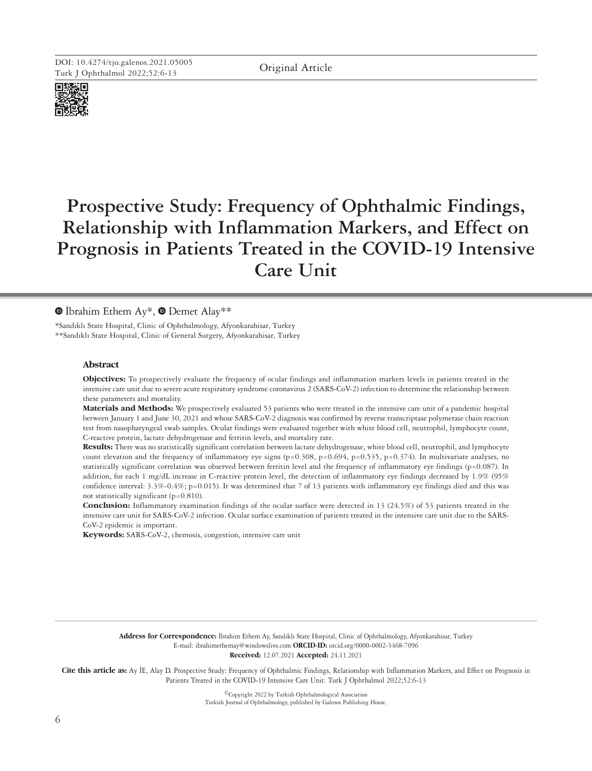Original Article

# Prospective Study: Frequency of Ophthalmic Findings, Relationship with Inflammation Markers, and Effect on Prognosis in Patients Treated in the COVID-19 Intensive Care Unit

İbrahim Ethem Ay*, Demet Alay**

*Sandıklı State Hospital, Clinic of Ophthalmology, Afyonkarahisar, Turkey
**Sandıklı State Hospital, Clinic of General Surgery, Afyonkarahisar, Turkey

## Abstract

**Objectives:** To prospectively evaluate the frequency of ocular findings and inflammation markers levels in patients treated in the intensive care unit due to severe acute respiratory syndrome coronavirus 2 (SARS-CoV-2) infection to determine the relationship between these parameters and mortality.

**Materials and Methods:** We prospectively evaluated 53 patients who were treated in the intensive care unit of a pandemic hospital between January 1 and June 30, 2021 and whose SARS-CoV-2 diagnosis was confirmed by reverse transcriptase polymerase chain reaction test from nasopharyngeal swab samples. Ocular findings were evaluated together with white blood cell, neutrophil, lymphocyte count, C-reactive protein, lactate dehydrogenase and ferritin levels, and mortality rate.

**Results:** There was no statistically significant correlation between lactate dehydrogenase, white blood cell, neutrophil, and lymphocyte count elevation and the frequency of inflammatory eye signs (p=0.308, p=0.694, p=0.535, p=0.374). In multivariate analyses, no statistically significant correlation was observed between ferritin level and the frequency of inflammatory eye findings (p=0.087). In addition, for each 1 mg/dL increase in C-reactive protein level, the detection of inflammatory eye findings decreased by 1.9% (95% confidence interval: 3.3%-0.4%; p=0.015). It was determined that 7 of 13 patients with inflammatory eye findings died and this was not statistically significant (p=0.810).

**Conclusion:** Inflammatory examination findings of the ocular surface were detected in 13 (24.5%) of 53 patients treated in the intensive care unit for SARS-CoV-2 infection. Ocular surface examination of patients treated in the intensive care unit due to the SARS-CoV-2 epidemic is important.

**Keywords:** SARS-CoV-2, chemosis, congestion, intensive care unit

**Address for Correspondence:** İbrahim Ethem Ay, Sandıklı State Hospital, Clinic of Ophthalmology, Afyonkarahisar, Turkey
E-mail: ibrahimethemay@windowslive.com **ORCID-ID:** orcid.org/0000-0002-3468-7096
**Received:** 12.07.2021 **Accepted:** 24.11.2021

**Cite this article as:** Ay İE, Alay D. Prospective Study: Frequency of Ophthalmic Findings, Relationship with Inflammation Markers, and Effect on Prognosis in Patients Treated in the COVID-19 Intensive Care Unit. Turk J Ophthalmol 2022;52:6-13

©Copyright 2022 by Turkish Ophthalmological Association
Turkish Journal of Ophthalmology, published by Galenos Publishing House.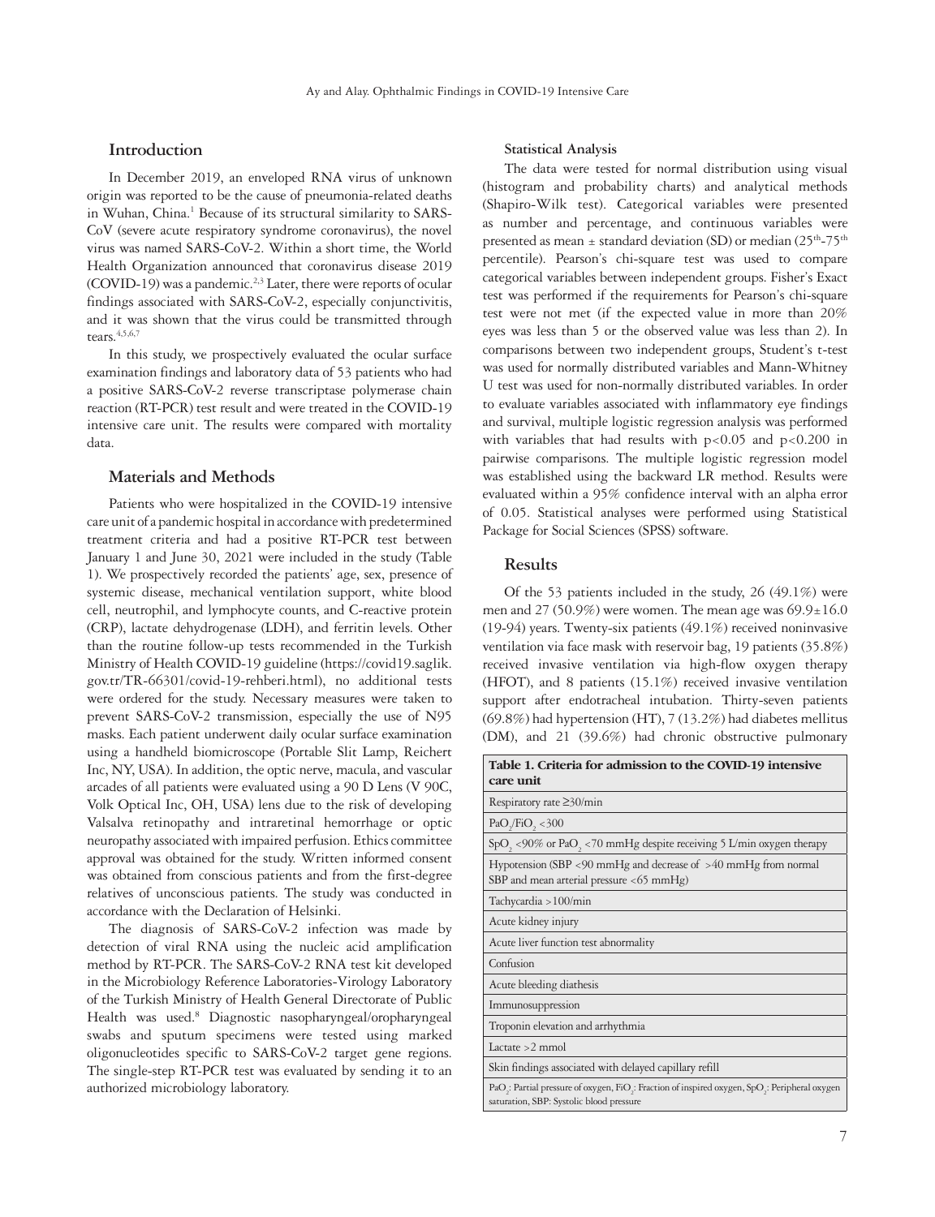## Introduction

In December 2019, an enveloped RNA virus of unknown origin was reported to be the cause of pneumonia-related deaths in Wuhan, China.[1] Because of its structural similarity to SARS-CoV (severe acute respiratory syndrome coronavirus), the novel virus was named SARS-CoV-2. Within a short time, the World Health Organization announced that coronavirus disease 2019 (COVID-19) was a pandemic.[2,3] Later, there were reports of ocular findings associated with SARS-CoV-2, especially conjunctivitis, and it was shown that the virus could be transmitted through tears.[4,5,6,7]

In this study, we prospectively evaluated the ocular surface examination findings and laboratory data of 53 patients who had a positive SARS-CoV-2 reverse transcriptase polymerase chain reaction (RT-PCR) test result and were treated in the COVID-19 intensive care unit. The results were compared with mortality data.

## Materials and Methods

Patients who were hospitalized in the COVID-19 intensive care unit of a pandemic hospital in accordance with predetermined treatment criteria and had a positive RT-PCR test between January 1 and June 30, 2021 were included in the study (Table 1). We prospectively recorded the patients' age, sex, presence of systemic disease, mechanical ventilation support, white blood cell, neutrophil, and lymphocyte counts, and C-reactive protein (CRP), lactate dehydrogenase (LDH), and ferritin levels. Other than the routine follow-up tests recommended in the Turkish Ministry of Health COVID-19 guideline (https://covid19.saglik.gov.tr/TR-66301/covid-19-rehberi.html), no additional tests were ordered for the study. Necessary measures were taken to prevent SARS-CoV-2 transmission, especially the use of N95 masks. Each patient underwent daily ocular surface examination using a handheld biomicroscope (Portable Slit Lamp, Reichert Inc, NY, USA). In addition, the optic nerve, macula, and vascular arcades of all patients were evaluated using a 90 D Lens (V 90C, Volk Optical Inc, OH, USA) lens due to the risk of developing Valsalva retinopathy and intraretinal hemorrhage or optic neuropathy associated with impaired perfusion. Ethics committee approval was obtained for the study. Written informed consent was obtained from conscious patients and from the first-degree relatives of unconscious patients. The study was conducted in accordance with the Declaration of Helsinki.

The diagnosis of SARS-CoV-2 infection was made by detection of viral RNA using the nucleic acid amplification method by RT-PCR. The SARS-CoV-2 RNA test kit developed in the Microbiology Reference Laboratories-Virology Laboratory of the Turkish Ministry of Health General Directorate of Public Health was used.[8] Diagnostic nasopharyngeal/oropharyngeal swabs and sputum specimens were tested using marked oligonucleotides specific to SARS-CoV-2 target gene regions. The single-step RT-PCR test was evaluated by sending it to an authorized microbiology laboratory.

### Statistical Analysis

The data were tested for normal distribution using visual (histogram and probability charts) and analytical methods (Shapiro-Wilk test). Categorical variables were presented as number and percentage, and continuous variables were presented as mean ± standard deviation (SD) or median (25th-75th percentile). Pearson's chi-square test was used to compare categorical variables between independent groups. Fisher's Exact test was performed if the requirements for Pearson's chi-square test were not met (if the expected value in more than 20% eyes was less than 5 or the observed value was less than 2). In comparisons between two independent groups, Student's t-test was used for normally distributed variables and Mann-Whitney U test was used for non-normally distributed variables. In order to evaluate variables associated with inflammatory eye findings and survival, multiple logistic regression analysis was performed with variables that had results with $p<0.05$ and $p<0.200$ in pairwise comparisons. The multiple logistic regression model was established using the backward LR method. Results were evaluated within a 95% confidence interval with an alpha error of 0.05. Statistical analyses were performed using Statistical Package for Social Sciences (SPSS) software.

## Results

Of the 53 patients included in the study, 26 (49.1%) were men and 27 (50.9%) were women. The mean age was 69.9±16.0 (19-94) years. Twenty-six patients (49.1%) received noninvasive ventilation via face mask with reservoir bag, 19 patients (35.8%) received invasive ventilation via high-flow oxygen therapy (HFOT), and 8 patients (15.1%) received invasive ventilation support after endotracheal intubation. Thirty-seven patients (69.8%) had hypertension (HT), 7 (13.2%) had diabetes mellitus (DM), and 21 (39.6%) had chronic obstructive pulmonary

| Table 1. Criteria for admission to the COVID-19 intensive care unit |
|---|
| Respiratory rate ≥30/min |
| $PaO_2/FiO_2$ <300 |
| $SpO_2$ <90% or $PaO_2$ <70 mmHg despite receiving 5 L/min oxygen therapy |
| Hypotension (SBP <90 mmHg and decrease of >40 mmHg from normal SBP and mean arterial pressure <65 mmHg) |
| Tachycardia >100/min |
| Acute kidney injury |
| Acute liver function test abnormality |
| Confusion |
| Acute bleeding diathesis |
| Immunosuppression |
| Troponin elevation and arrhythmia |
| Lactate >2 mmol |
| Skin findings associated with delayed capillary refill |

$PaO_2$: Partial pressure of oxygen, $FiO_2$: Fraction of inspired oxygen, $SpO_2$: Peripheral oxygen saturation, SBP: Systolic blood pressure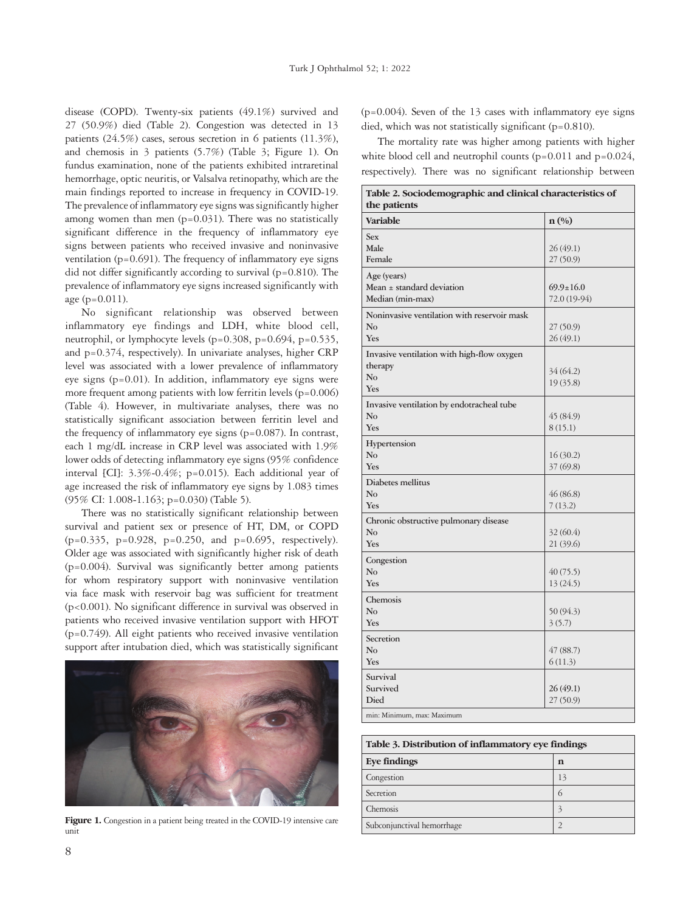disease (COPD). Twenty-six patients (49.1%) survived and 27 (50.9%) died (Table 2). Congestion was detected in 13 patients (24.5%) cases, serous secretion in 6 patients (11.3%), and chemosis in 3 patients (5.7%) (Table 3; Figure 1). On fundus examination, none of the patients exhibited intraretinal hemorrhage, optic neuritis, or Valsalva retinopathy, which are the main findings reported to increase in frequency in COVID-19. The prevalence of inflammatory eye signs was significantly higher among women than men (p=0.031). There was no statistically significant difference in the frequency of inflammatory eye signs between patients who received invasive and noninvasive ventilation (p=0.691). The frequency of inflammatory eye signs did not differ significantly according to survival (p=0.810). The prevalence of inflammatory eye signs increased significantly with age (p=0.011).

No significant relationship was observed between inflammatory eye findings and LDH, white blood cell, neutrophil, or lymphocyte levels (p=0.308, p=0.694, p=0.535, and p=0.374, respectively). In univariate analyses, higher CRP level was associated with a lower prevalence of inflammatory eye signs (p=0.01). In addition, inflammatory eye signs were more frequent among patients with low ferritin levels (p=0.006) (Table 4). However, in multivariate analyses, there was no statistically significant association between ferritin level and the frequency of inflammatory eye signs (p=0.087). In contrast, each 1 mg/dL increase in CRP level was associated with 1.9% lower odds of detecting inflammatory eye signs (95% confidence interval [CI]: 3.3%-0.4%; p=0.015). Each additional year of age increased the risk of inflammatory eye signs by 1.083 times (95% CI: 1.008-1.163; p=0.030) (Table 5).

There was no statistically significant relationship between survival and patient sex or presence of HT, DM, or COPD (p=0.335, p=0.928, p=0.250, and p=0.695, respectively). Older age was associated with significantly higher risk of death (p=0.004). Survival was significantly better among patients for whom respiratory support with noninvasive ventilation via face mask with reservoir bag was sufficient for treatment (p<0.001). No significant difference in survival was observed in patients who received invasive ventilation support with HFOT (p=0.749). All eight patients who received invasive ventilation support after intubation died, which was statistically significant (p=0.004). Seven of the 13 cases with inflammatory eye signs died, which was not statistically significant (p=0.810).

Figure 1. Congestion in a patient being treated in the COVID-19 intensive care unit

The mortality rate was higher among patients with higher white blood cell and neutrophil counts (p=0.011 and p=0.024, respectively). There was no significant relationship between

**Table 2. Sociodemographic and clinical characteristics of the patients**

| Variable | n (%) |
|---|---|
| Sex | |
| Male | 26 (49.1) |
| Female | 27 (50.9) |
| Age (years) | |
| Mean ± standard deviation | 69.9±16.0 |
| Median (min-max) | 72.0 (19-94) |
| Noninvasive ventilation with reservoir mask | |
| No | 27 (50.9) |
| Yes | 26 (49.1) |
| Invasive ventilation with high-flow oxygen therapy | |
| No | 34 (64.2) |
| Yes | 19 (35.8) |
| Invasive ventilation by endotracheal tube | |
| No | 45 (84.9) |
| Yes | 8 (15.1) |
| Hypertension | |
| No | 16 (30.2) |
| Yes | 37 (69.8) |
| Diabetes mellitus | |
| No | 46 (86.8) |
| Yes | 7 (13.2) |
| Chronic obstructive pulmonary disease | |
| No | 32 (60.4) |
| Yes | 21 (39.6) |
| Congestion | |
| No | 40 (75.5) |
| Yes | 13 (24.5) |
| Chemosis | |
| No | 50 (94.3) |
| Yes | 3 (5.7) |
| Secretion | |
| No | 47 (88.7) |
| Yes | 6 (11.3) |
| Survival | |
| Survived | 26 (49.1) |
| Died | 27 (50.9) |

min: Minimum, max: Maximum

**Table 3. Distribution of inflammatory eye findings**

| Eye findings | n |
|---|---|
| Congestion | 13 |
| Secretion | 6 |
| Chemosis | 3 |
| Subconjunctival hemorrhage | 2 |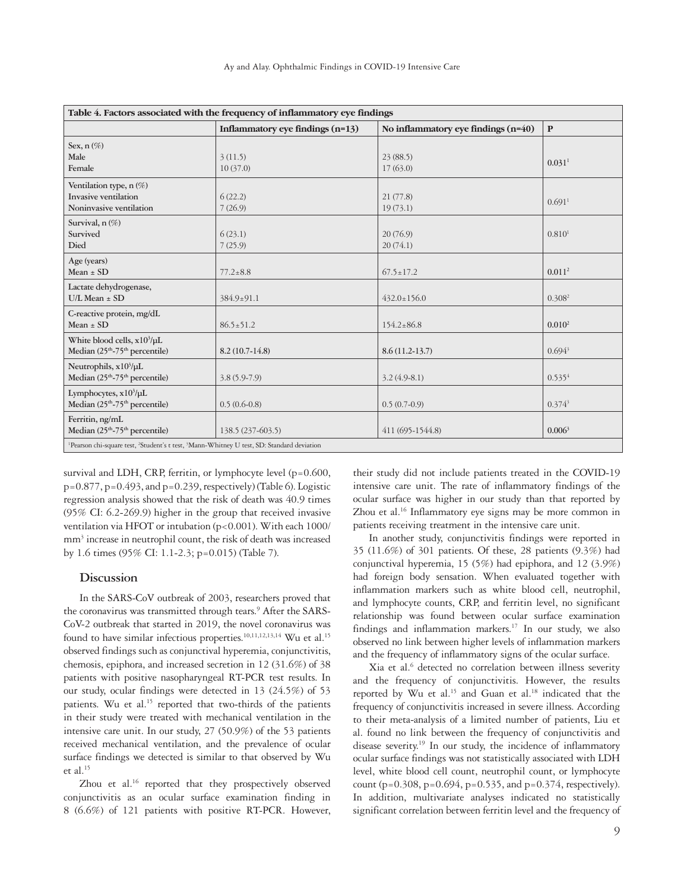**Table 4. Factors associated with the frequency of inflammatory eye findings**

| | Inflammatory eye findings (n=13) | No inflammatory eye findings (n=40) | P |
|---|---|---|---|
| Sex, n (%) | | | |
| Male | 3 (11.5) | 23 (88.5) | **0.031**[1] |
| Female | 10 (37.0) | 17 (63.0) | |
| Ventilation type, n (%) | | | |
| Invasive ventilation | 6 (22.2) | 21 (77.8) | 0.691[1] |
| Noninvasive ventilation | 7 (26.9) | 19 (73.1) | |
| Survival, n (%) | | | |
| Survived | 6 (23.1) | 20 (76.9) | 0.810[1] |
| Died | 7 (25.9) | 20 (74.1) | |
| Age (years) Mean ± SD | 77.2±8.8 | 67.5±17.2 | **0.011**[2] |
| Lactate dehydrogenase, U/L Mean ± SD | 384.9±91.1 | 432.0±156.0 | 0.308[2] |
| C-reactive protein, mg/dL Mean ± SD | 86.5±51.2 | 154.2±86.8 | **0.010**[2] |
| White blood cells, $x10^3/\mu L$ Median (25th-75th percentile) | 8.2 (10.7-14.8) | 8.6 (11.2-13.7) | 0.694[3] |
| Neutrophils, $x10^3/\mu L$ Median (25th-75th percentile) | 3.8 (5.9-7.9) | 3.2 (4.9-8.1) | 0.535[4] |
| Lymphocytes, $x10^3/\mu L$ Median (25th-75th percentile) | 0.5 (0.6-0.8) | 0.5 (0.7-0.9) | 0.374[3] |
| Ferritin, ng/mL Median (25th-75th percentile) | 138.5 (237-603.5) | 411 (695-1544.8) | **0.006**[3] |

[1]Pearson chi-square test, [2]Student's t test, [3]Mann-Whitney U test, SD: Standard deviation

survival and LDH, CRP, ferritin, or lymphocyte level (p=0.600, p=0.877, p=0.493, and p=0.239, respectively) (Table 6). Logistic regression analysis showed that the risk of death was 40.9 times (95% CI: 6.2-269.9) higher in the group that received invasive ventilation via HFOT or intubation (p<0.001). With each 1000/mm$^3$ increase in neutrophil count, the risk of death was increased by 1.6 times (95% CI: 1.1-2.3; p=0.015) (Table 7).

## Discussion

In the SARS-CoV outbreak of 2003, researchers proved that the coronavirus was transmitted through tears.[9] After the SARS-CoV-2 outbreak that started in 2019, the novel coronavirus was found to have similar infectious properties.[10,11,12,13,14] Wu et al.[15] observed findings such as conjunctival hyperemia, conjunctivitis, chemosis, epiphora, and increased secretion in 12 (31.6%) of 38 patients with positive nasopharyngeal RT-PCR test results. In our study, ocular findings were detected in 13 (24.5%) of 53 patients. Wu et al.[15] reported that two-thirds of the patients in their study were treated with mechanical ventilation in the intensive care unit. In our study, 27 (50.9%) of the 53 patients received mechanical ventilation, and the prevalence of ocular surface findings we detected is similar to that observed by Wu et al.[15]

Zhou et al.[16] reported that they prospectively observed conjunctivitis as an ocular surface examination finding in 8 (6.6%) of 121 patients with positive RT-PCR. However, their study did not include patients treated in the COVID-19 intensive care unit. The rate of inflammatory findings of the ocular surface was higher in our study than that reported by Zhou et al.[16] Inflammatory eye signs may be more common in patients receiving treatment in the intensive care unit.

In another study, conjunctivitis findings were reported in 35 (11.6%) of 301 patients. Of these, 28 patients (9.3%) had conjunctival hyperemia, 15 (5%) had epiphora, and 12 (3.9%) had foreign body sensation. When evaluated together with inflammation markers such as white blood cell, neutrophil, and lymphocyte counts, CRP, and ferritin level, no significant relationship was found between ocular surface examination findings and inflammation markers.[17] In our study, we also observed no link between higher levels of inflammation markers and the frequency of inflammatory signs of the ocular surface.

Xia et al.[6] detected no correlation between illness severity and the frequency of conjunctivitis. However, the results reported by Wu et al.[15] and Guan et al.[18] indicated that the frequency of conjunctivitis increased in severe illness. According to their meta-analysis of a limited number of patients, Liu et al. found no link between the frequency of conjunctivitis and disease severity.[19] In our study, the incidence of inflammatory ocular surface findings was not statistically associated with LDH level, white blood cell count, neutrophil count, or lymphocyte count (p=0.308, p=0.694, p=0.535, and p=0.374, respectively). In addition, multivariate analyses indicated no statistically significant correlation between ferritin level and the frequency of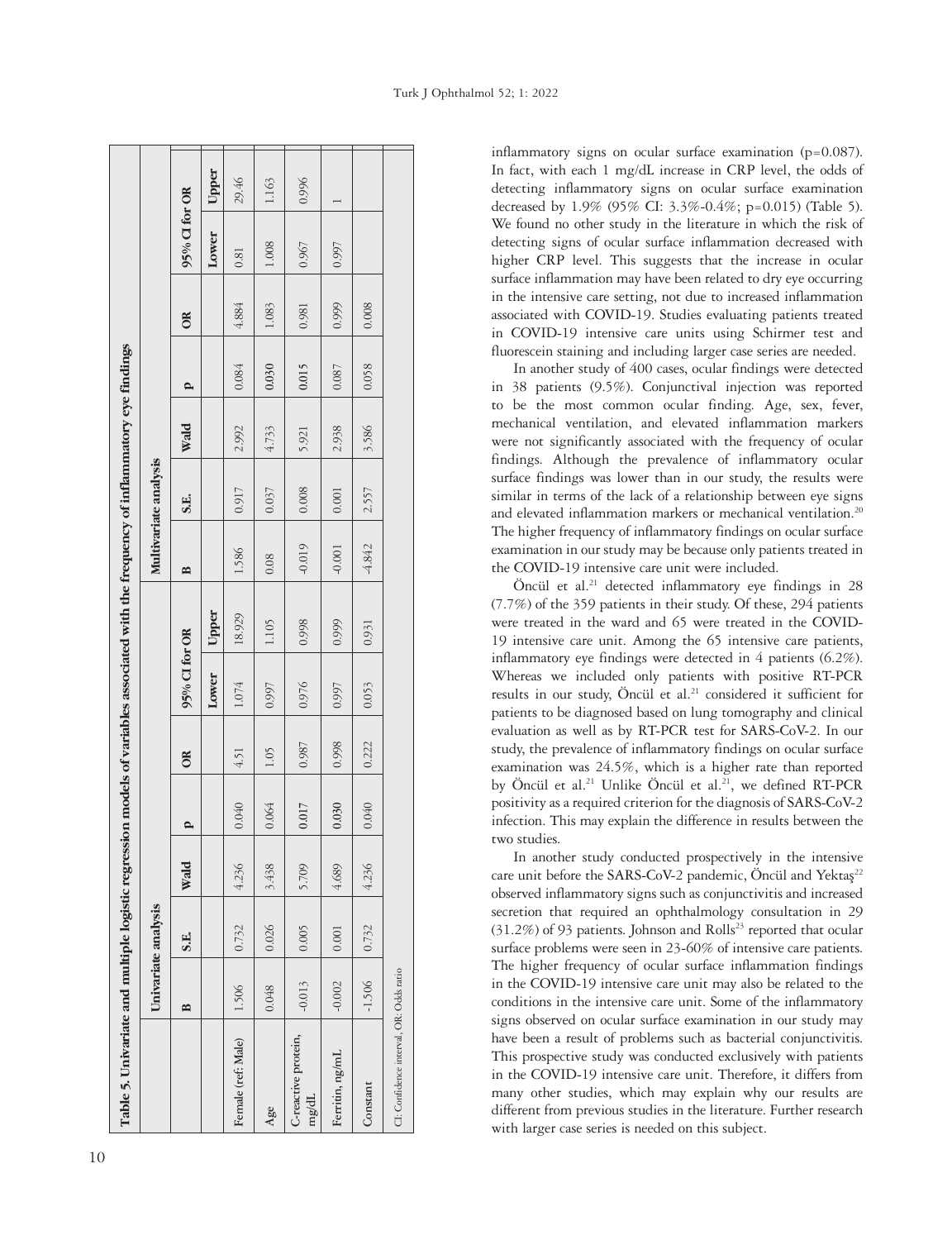**Table 5. Univariate and multiple logistic regression models of variables associated with the frequency of inflammatory eye findings**

| | Univariate analysis | | | | | | | Multivariate analysis | | | | | | |
|---|---|---|---|---|---|---|---|---|---|---|---|---|---|---|
| | B | S.E. | Wald | p | OR | 95% CI for OR | | B | S.E. | Wald | p | OR | 95% CI for OR | |
| | | | | | | Lower | Upper | | | | | | Lower | Upper |
| Female (ref: Male) | 1.506 | 0.732 | 4.236 | 0.040 | 4.51 | 1.074 | 18.929 | 1.586 | 0.917 | 2.992 | 0.084 | 4.884 | 0.81 | 29.46 |
| Age | 0.048 | 0.026 | 3.438 | 0.064 | 1.05 | 0.997 | 1.105 | 0.08 | 0.037 | 4.733 | **0.030** | 1.083 | 1.008 | 1.163 |
| C-reactive protein, mg/dL | -0.013 | 0.005 | 5.709 | **0.017** | 0.987 | 0.976 | 0.998 | -0.019 | 0.008 | 5.921 | **0.015** | 0.981 | 0.967 | 0.996 |
| Ferritin, ng/mL | -0.002 | 0.001 | 4.689 | **0.030** | 0.998 | 0.997 | 0.999 | -0.001 | 0.001 | 2.938 | 0.087 | 0.999 | 0.997 | 1 |
| Constant | -1.506 | 0.732 | 4.236 | 0.040 | 0.222 | 0.053 | 0.931 | -4.842 | 2.557 | 3.586 | 0.058 | 0.008 | | |

CI: Confidence interval, OR: Odds ratio

inflammatory signs on ocular surface examination (p=0.087). In fact, with each 1 mg/dL increase in CRP level, the odds of detecting inflammatory signs on ocular surface examination decreased by 1.9% (95% CI: 3.3%-0.4%; p=0.015) (Table 5). We found no other study in the literature in which the risk of detecting signs of ocular surface inflammation decreased with higher CRP level. This suggests that the increase in ocular surface inflammation may have been related to dry eye occurring in the intensive care setting, not due to increased inflammation associated with COVID-19. Studies evaluating patients treated in COVID-19 intensive care units using Schirmer test and fluorescein staining and including larger case series are needed.

In another study of 400 cases, ocular findings were detected in 38 patients (9.5%). Conjunctival injection was reported to be the most common ocular finding. Age, sex, fever, mechanical ventilation, and elevated inflammation markers were not significantly associated with the frequency of ocular findings. Although the prevalence of inflammatory ocular surface findings was lower than in our study, the results were similar in terms of the lack of a relationship between eye signs and elevated inflammation markers or mechanical ventilation.[20] The higher frequency of inflammatory findings on ocular surface examination in our study may be because only patients treated in the COVID-19 intensive care unit were included.

Öncül et al.[21] detected inflammatory eye findings in 28 (7.7%) of the 359 patients in their study. Of these, 294 patients were treated in the ward and 65 were treated in the COVID-19 intensive care unit. Among the 65 intensive care patients, inflammatory eye findings were detected in 4 patients (6.2%). Whereas we included only patients with positive RT-PCR results in our study, Öncül et al.[21] considered it sufficient for patients to be diagnosed based on lung tomography and clinical evaluation as well as by RT-PCR test for SARS-CoV-2. In our study, the prevalence of inflammatory findings on ocular surface examination was 24.5%, which is a higher rate than reported by Öncül et al.[21] Unlike Öncül et al.[21], we defined RT-PCR positivity as a required criterion for the diagnosis of SARS-CoV-2 infection. This may explain the difference in results between the two studies.

In another study conducted prospectively in the intensive care unit before the SARS-CoV-2 pandemic, Öncül and Yektaş[22] observed inflammatory signs such as conjunctivitis and increased secretion that required an ophthalmology consultation in 29 (31.2%) of 93 patients. Johnson and Rolls[23] reported that ocular surface problems were seen in 23-60% of intensive care patients. The higher frequency of ocular surface inflammation findings in the COVID-19 intensive care unit may also be related to the conditions in the intensive care unit. Some of the inflammatory signs observed on ocular surface examination in our study may have been a result of problems such as bacterial conjunctivitis. This prospective study was conducted exclusively with patients in the COVID-19 intensive care unit. Therefore, it differs from many other studies, which may explain why our results are different from previous studies in the literature. Further research with larger case series is needed on this subject.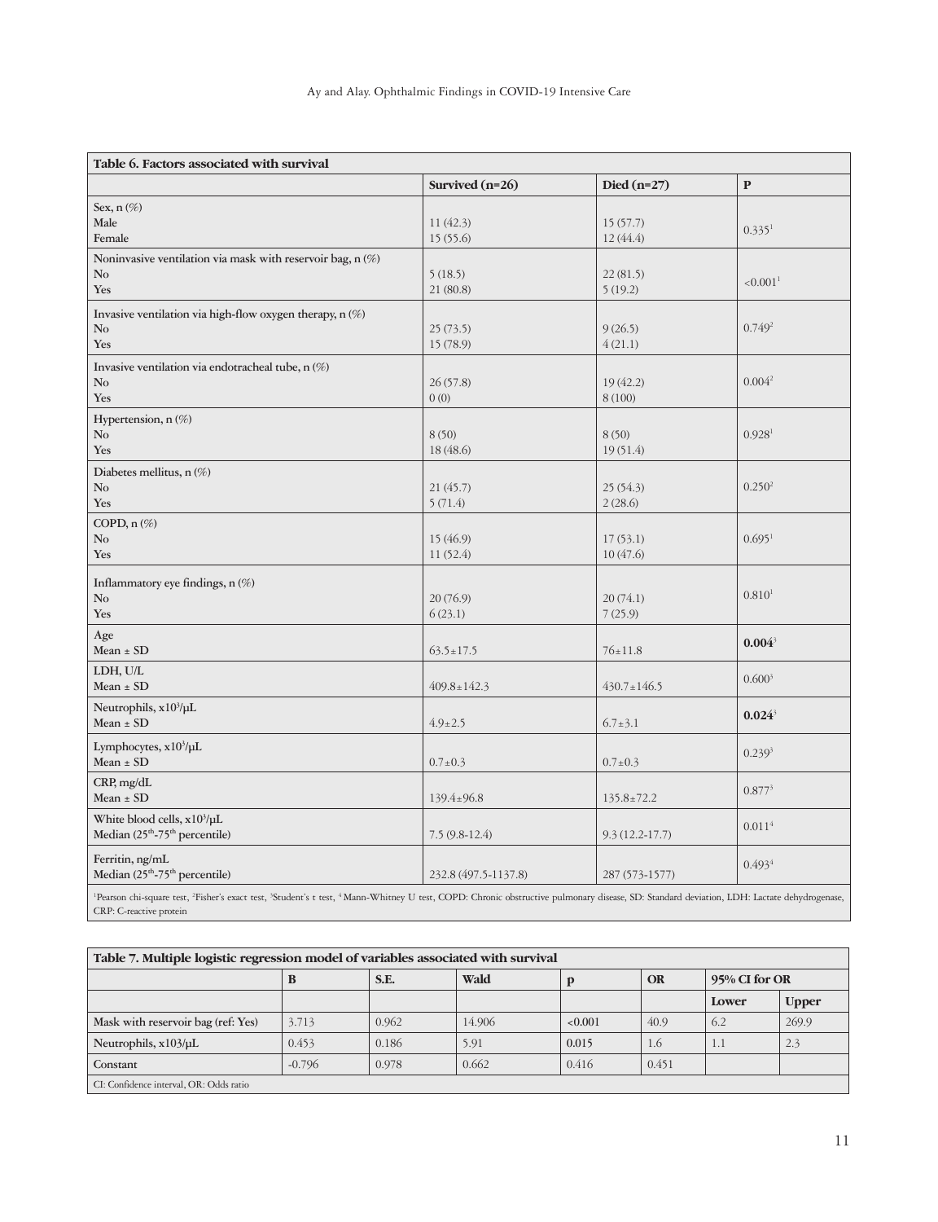**Table 6. Factors associated with survival**

| | Survived (n=26) | Died (n=27) | P |
|---|---|---|---|
| Sex, n (%) | | | |
| Male | 11 (42.3) | 15 (57.7) | 0.335[1] |
| Female | 15 (55.6) | 12 (44.4) | |
| Noninvasive ventilation via mask with reservoir bag, n (%) | | | |
| No | 5 (18.5) | 22 (81.5) | <0.001[1] |
| Yes | 21 (80.8) | 5 (19.2) | |
| Invasive ventilation via high-flow oxygen therapy, n (%) | | | |
| No | 25 (73.5) | 9 (26.5) | 0.749[2] |
| Yes | 15 (78.9) | 4 (21.1) | |
| Invasive ventilation via endotracheal tube, n (%) | | | |
| No | 26 (57.8) | 19 (42.2) | 0.004[2] |
| Yes | 0 (0) | 8 (100) | |
| Hypertension, n (%) | | | |
| No | 8 (50) | 8 (50) | 0.928[1] |
| Yes | 18 (48.6) | 19 (51.4) | |
| Diabetes mellitus, n (%) | | | |
| No | 21 (45.7) | 25 (54.3) | 0.250[2] |
| Yes | 5 (71.4) | 2 (28.6) | |
| COPD, n (%) | | | |
| No | 15 (46.9) | 17 (53.1) | 0.695[1] |
| Yes | 11 (52.4) | 10 (47.6) | |
| Inflammatory eye findings, n (%) | | | |
| No | 20 (76.9) | 20 (74.1) | 0.810[1] |
| Yes | 6 (23.1) | 7 (25.9) | |
| Age<br>Mean ± SD | 63.5±17.5 | 76±11.8 | **0.004**[3] |
| LDH, U/L<br>Mean ± SD | 409.8±142.3 | 430.7±146.5 | 0.600[3] |
| Neutrophils, x10$^3$/μL<br>Mean ± SD | 4.9±2.5 | 6.7±3.1 | **0.024**[3] |
| Lymphocytes, x10$^3$/μL<br>Mean ± SD | 0.7±0.3 | 0.7±0.3 | 0.239[3] |
| CRP, mg/dL<br>Mean ± SD | 139.4±96.8 | 135.8±72.2 | 0.877[3] |
| White blood cells, x10$^3$/μL<br>Median (25$^{th}$-75$^{th}$ percentile) | 7.5 (9.8-12.4) | 9.3 (12.2-17.7) | 0.011[4] |
| Ferritin, ng/mL<br>Median (25$^{th}$-75$^{th}$ percentile) | 232.8 (497.5-1137.8) | 287 (573-1577) | 0.493[4] |

[1]Pearson chi-square test, [2]Fisher's exact test, [3]Student's t test, [4] Mann-Whitney U test, COPD: Chronic obstructive pulmonary disease, SD: Standard deviation, LDH: Lactate dehydrogenase, CRP: C-reactive protein

**Table 7. Multiple logistic regression model of variables associated with survival**

| | B | S.E. | Wald | p | OR | 95% CI for OR | |
|---|---|---|---|---|---|---|---|
| | | | | | | Lower | Upper |
| Mask with reservoir bag (ref: Yes) | 3.713 | 0.962 | 14.906 | <0.001 | 40.9 | 6.2 | 269.9 |
| Neutrophils, x103/μL | 0.453 | 0.186 | 5.91 | 0.015 | 1.6 | 1.1 | 2.3 |
| Constant | -0.796 | 0.978 | 0.662 | 0.416 | 0.451 | | |

CI: Confidence interval, OR: Odds ratio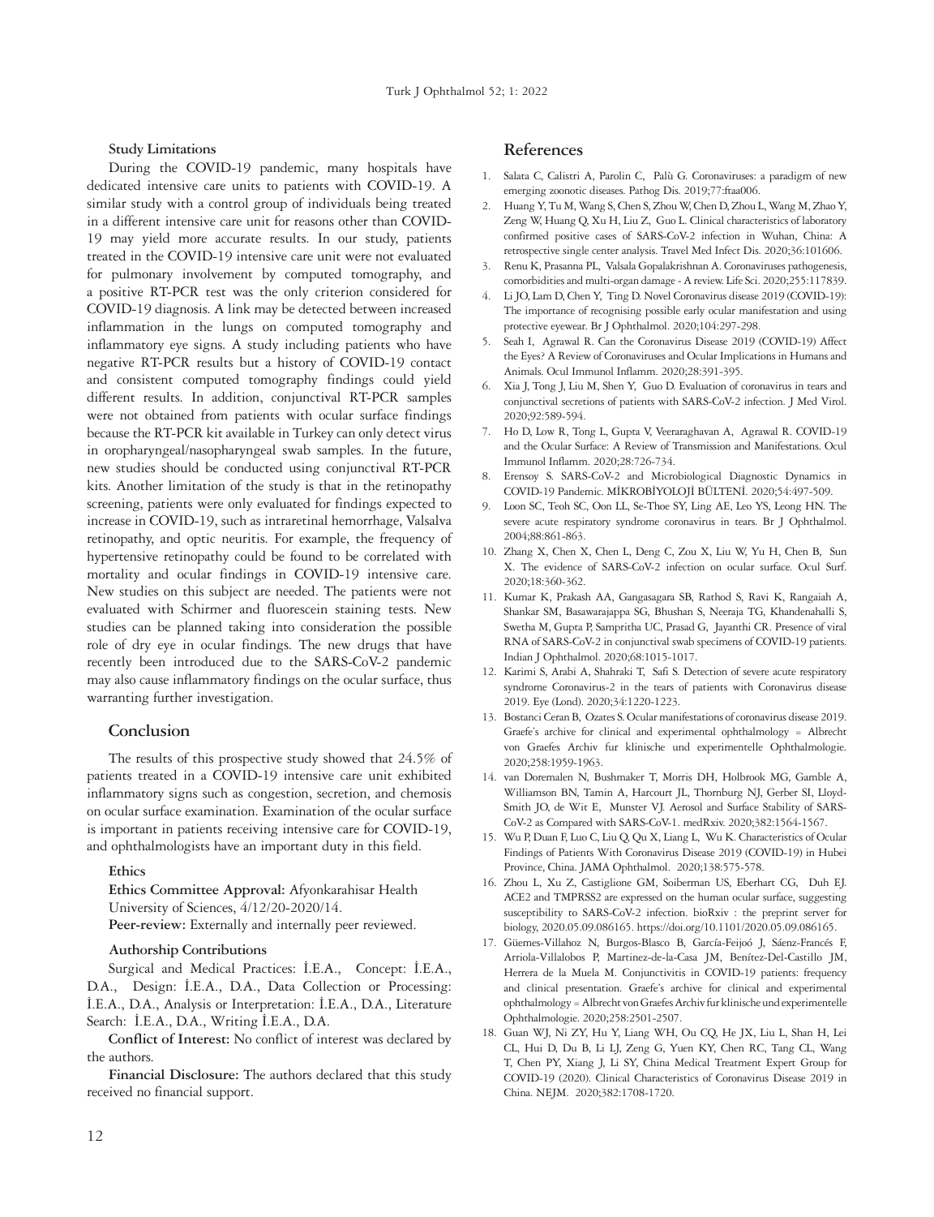### Study Limitations

During the COVID-19 pandemic, many hospitals have dedicated intensive care units to patients with COVID-19. A similar study with a control group of individuals being treated in a different intensive care unit for reasons other than COVID-19 may yield more accurate results. In our study, patients treated in the COVID-19 intensive care unit were not evaluated for pulmonary involvement by computed tomography, and a positive RT-PCR test was the only criterion considered for COVID-19 diagnosis. A link may be detected between increased inflammation in the lungs on computed tomography and inflammatory eye signs. A study including patients who have negative RT-PCR results but a history of COVID-19 contact and consistent computed tomography findings could yield different results. In addition, conjunctival RT-PCR samples were not obtained from patients with ocular surface findings because the RT-PCR kit available in Turkey can only detect virus in oropharyngeal/nasopharyngeal swab samples. In the future, new studies should be conducted using conjunctival RT-PCR kits. Another limitation of the study is that in the retinopathy screening, patients were only evaluated for findings expected to increase in COVID-19, such as intraretinal hemorrhage, Valsalva retinopathy, and optic neuritis. For example, the frequency of hypertensive retinopathy could be found to be correlated with mortality and ocular findings in COVID-19 intensive care. New studies on this subject are needed. The patients were not evaluated with Schirmer and fluorescein staining tests. New studies can be planned taking into consideration the possible role of dry eye in ocular findings. The new drugs that have recently been introduced due to the SARS-CoV-2 pandemic may also cause inflammatory findings on the ocular surface, thus warranting further investigation.

## Conclusion

The results of this prospective study showed that 24.5% of patients treated in a COVID-19 intensive care unit exhibited inflammatory signs such as congestion, secretion, and chemosis on ocular surface examination. Examination of the ocular surface is important in patients receiving intensive care for COVID-19, and ophthalmologists have an important duty in this field.

### Ethics

**Ethics Committee Approval:** Afyonkarahisar Health University of Sciences, 4/12/20-2020/14.

**Peer-review:** Externally and internally peer reviewed.

### Authorship Contributions

Surgical and Medical Practices: İ.E.A., Concept: İ.E.A., D.A., Design: İ.E.A., D.A., Data Collection or Processing: İ.E.A., D.A., Analysis or Interpretation: İ.E.A., D.A., Literature Search: İ.E.A., D.A., Writing İ.E.A., D.A.

**Conflict of Interest:** No conflict of interest was declared by the authors.

**Financial Disclosure:** The authors declared that this study received no financial support.

## References

1. Salata C, Calistri A, Parolin C, Palù G. Coronaviruses: a paradigm of new emerging zoonotic diseases. Pathog Dis. 2019;77:ftaa006.
2. Huang Y, Tu M, Wang S, Chen S, Zhou W, Chen D, Zhou L, Wang M, Zhao Y, Zeng W, Huang Q, Xu H, Liu Z, Guo L. Clinical characteristics of laboratory confirmed positive cases of SARS-CoV-2 infection in Wuhan, China: A retrospective single center analysis. Travel Med Infect Dis. 2020;36:101606.
3. Renu K, Prasanna PL, Valsala Gopalakrishnan A. Coronaviruses pathogenesis, comorbidities and multi-organ damage - A review. Life Sci. 2020;255:117839.
4. Li JO, Lam D, Chen Y, Ting D. Novel Coronavirus disease 2019 (COVID-19): The importance of recognising possible early ocular manifestation and using protective eyewear. Br J Ophthalmol. 2020;104:297-298.
5. Seah I, Agrawal R. Can the Coronavirus Disease 2019 (COVID-19) Affect the Eyes? A Review of Coronaviruses and Ocular Implications in Humans and Animals. Ocul Immunol Inflamm. 2020;28:391-395.
6. Xia J, Tong J, Liu M, Shen Y, Guo D. Evaluation of coronavirus in tears and conjunctival secretions of patients with SARS-CoV-2 infection. J Med Virol. 2020;92:589-594.
7. Ho D, Low R, Tong L, Gupta V, Veeraraghavan A, Agrawal R. COVID-19 and the Ocular Surface: A Review of Transmission and Manifestations. Ocul Immunol Inflamm. 2020;28:726-734.
8. Erensoy S. SARS-CoV-2 and Microbiological Diagnostic Dynamics in COVID-19 Pandemic. MİKROBİYOLOJİ BÜLTENİ. 2020;54:497-509.
9. Loon SC, Teoh SC, Oon LL, Se-Thoe SY, Ling AE, Leo YS, Leong HN. The severe acute respiratory syndrome coronavirus in tears. Br J Ophthalmol. 2004;88:861-863.
10. Zhang X, Chen X, Chen L, Deng C, Zou X, Liu W, Yu H, Chen B, Sun X. The evidence of SARS-CoV-2 infection on ocular surface. Ocul Surf. 2020;18:360-362.
11. Kumar K, Prakash AA, Gangasagara SB, Rathod S, Ravi K, Rangaiah A, Shankar SM, Basawarajappa SG, Bhushan S, Neeraja TG, Khandenahalli S, Swetha M, Gupta P, Sampritha UC, Prasad G, Jayanthi CR. Presence of viral RNA of SARS-CoV-2 in conjunctival swab specimens of COVID-19 patients. Indian J Ophthalmol. 2020;68:1015-1017.
12. Karimi S, Arabi A, Shahraki T, Safi S. Detection of severe acute respiratory syndrome Coronavirus-2 in the tears of patients with Coronavirus disease 2019. Eye (Lond). 2020;34:1220-1223.
13. Bostanci Ceran B, Ozates S. Ocular manifestations of coronavirus disease 2019. Graefe's archive for clinical and experimental ophthalmology = Albrecht von Graefes Archiv fur klinische und experimentelle Ophthalmologie. 2020;258:1959-1963.
14. van Doremalen N, Bushmaker T, Morris DH, Holbrook MG, Gamble A, Williamson BN, Tamin A, Harcourt JL, Thornburg NJ, Gerber SI, Lloyd-Smith JO, de Wit E, Munster VJ. Aerosol and Surface Stability of SARS-CoV-2 as Compared with SARS-CoV-1. medRxiv. 2020;382:1564-1567.
15. Wu P, Duan F, Luo C, Liu Q, Qu X, Liang L, Wu K. Characteristics of Ocular Findings of Patients With Coronavirus Disease 2019 (COVID-19) in Hubei Province, China. JAMA Ophthalmol. 2020;138:575-578.
16. Zhou L, Xu Z, Castiglione GM, Soiberman US, Eberhart CG, Duh EJ. ACE2 and TMPRSS2 are expressed on the human ocular surface, suggesting susceptibility to SARS-CoV-2 infection. bioRxiv : the preprint server for biology, 2020.05.09.086165. https://doi.org/10.1101/2020.05.09.086165.
17. Güemes-Villahoz N, Burgos-Blasco B, García-Feijoó J, Sáenz-Francés F, Arriola-Villalobos P, Martinez-de-la-Casa JM, Benítez-Del-Castillo JM, Herrera de la Muela M. Conjunctivitis in COVID-19 patients: frequency and clinical presentation. Graefe's archive for clinical and experimental ophthalmology = Albrecht von Graefes Archiv fur klinische und experimentelle Ophthalmologie. 2020;258:2501-2507.
18. Guan WJ, Ni ZY, Hu Y, Liang WH, Ou CQ, He JX, Liu L, Shan H, Lei CL, Hui D, Du B, Li LJ, Zeng G, Yuen KY, Chen RC, Tang CL, Wang T, Chen PY, Xiang J, Li SY, China Medical Treatment Expert Group for COVID-19 (2020). Clinical Characteristics of Coronavirus Disease 2019 in China. NEJM. 2020;382:1708-1720.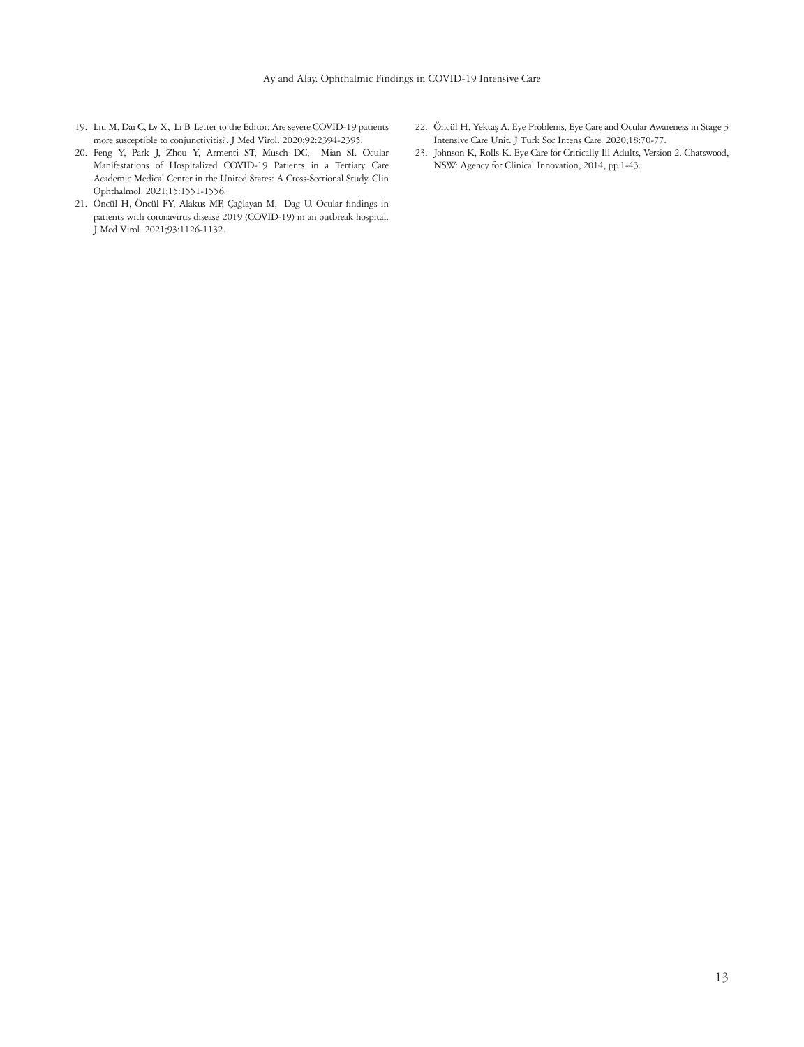19. Liu M, Dai C, Lv X, Li B. Letter to the Editor: Are severe COVID-19 patients more susceptible to conjunctivitis?. J Med Virol. 2020;92:2394-2395.
20. Feng Y, Park J, Zhou Y, Armenti ST, Musch DC, Mian SI. Ocular Manifestations of Hospitalized COVID-19 Patients in a Tertiary Care Academic Medical Center in the United States: A Cross-Sectional Study. Clin Ophthalmol. 2021;15:1551-1556.
21. Öncül H, Öncül FY, Alakus MF, Çağlayan M, Dag U. Ocular findings in patients with coronavirus disease 2019 (COVID-19) in an outbreak hospital. J Med Virol. 2021;93:1126-1132.
22. Öncül H, Yektaş A. Eye Problems, Eye Care and Ocular Awareness in Stage 3 Intensive Care Unit. J Turk Soc Intens Care. 2020;18:70-77.
23. Johnson K, Rolls K. Eye Care for Critically Ill Adults, Version 2. Chatswood, NSW: Agency for Clinical Innovation, 2014, pp.1-43.